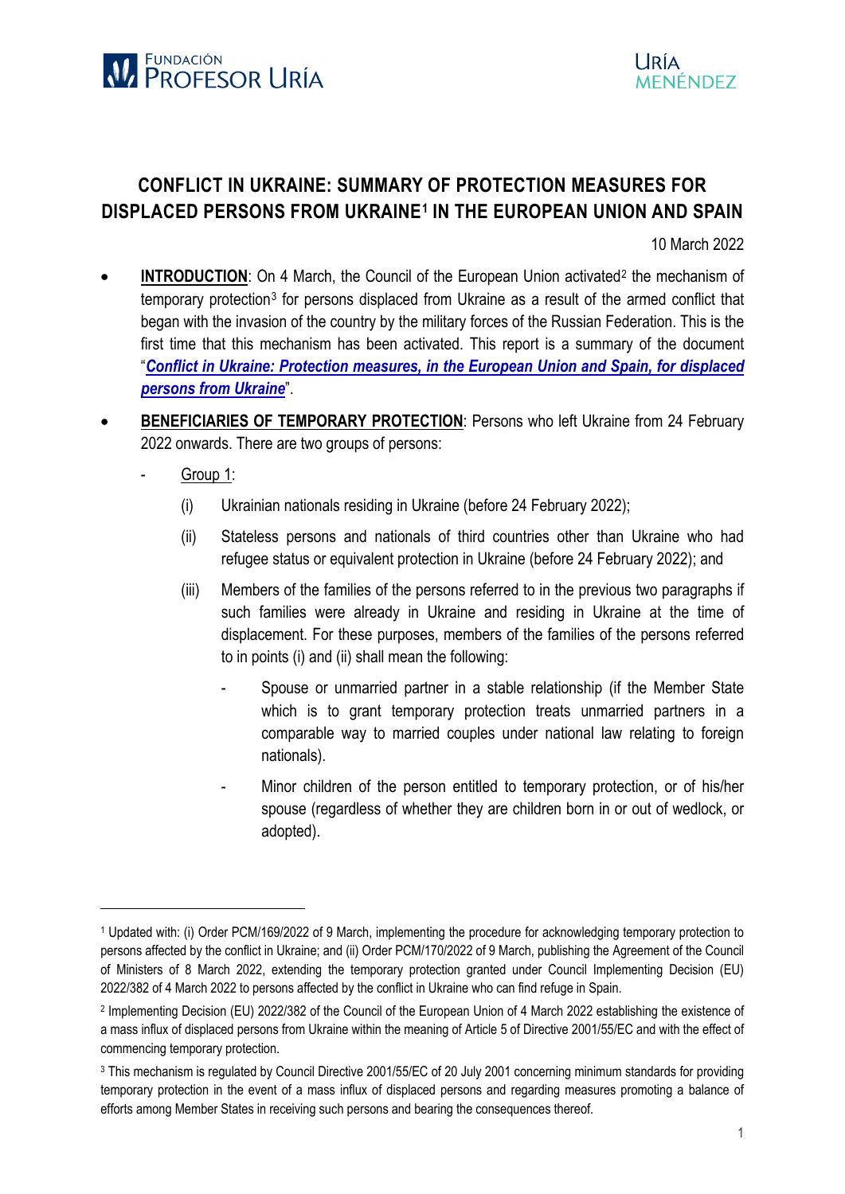# CONFLICT IN UKRAINE: SUMMARY OF PROTECTION MEASURES FOR DISPLACED PERSONS FROM UKRAINE[1] IN THE EUROPEAN UNION AND SPAIN

10 March 2022

- **INTRODUCTION**: On 4 March, the Council of the European Union activated[2] the mechanism of temporary protection[3] for persons displaced from Ukraine as a result of the armed conflict that began with the invasion of the country by the military forces of the Russian Federation. This is the first time that this mechanism has been activated. This report is a summary of the document "***Conflict in Ukraine: Protection measures, in the European Union and Spain, for displaced persons from Ukraine***".

- **BENEFICIARIES OF TEMPORARY PROTECTION**: Persons who left Ukraine from 24 February 2022 onwards. There are two groups of persons:

  - Group 1:

    (i) Ukrainian nationals residing in Ukraine (before 24 February 2022);

    (ii) Stateless persons and nationals of third countries other than Ukraine who had refugee status or equivalent protection in Ukraine (before 24 February 2022); and

    (iii) Members of the families of the persons referred to in the previous two paragraphs if such families were already in Ukraine and residing in Ukraine at the time of displacement. For these purposes, members of the families of the persons referred to in points (i) and (ii) shall mean the following:

      - Spouse or unmarried partner in a stable relationship (if the Member State which is to grant temporary protection treats unmarried partners in a comparable way to married couples under national law relating to foreign nationals).

      - Minor children of the person entitled to temporary protection, or of his/her spouse (regardless of whether they are children born in or out of wedlock, or adopted).

---

[1] Updated with: (i) Order PCM/169/2022 of 9 March, implementing the procedure for acknowledging temporary protection to persons affected by the conflict in Ukraine; and (ii) Order PCM/170/2022 of 9 March, publishing the Agreement of the Council of Ministers of 8 March 2022, extending the temporary protection granted under Council Implementing Decision (EU) 2022/382 of 4 March 2022 to persons affected by the conflict in Ukraine who can find refuge in Spain.

[2] Implementing Decision (EU) 2022/382 of the Council of the European Union of 4 March 2022 establishing the existence of a mass influx of displaced persons from Ukraine within the meaning of Article 5 of Directive 2001/55/EC and with the effect of commencing temporary protection.

[3] This mechanism is regulated by Council Directive 2001/55/EC of 20 July 2001 concerning minimum standards for providing temporary protection in the event of a mass influx of displaced persons and regarding measures promoting a balance of efforts among Member States in receiving such persons and bearing the consequences thereof.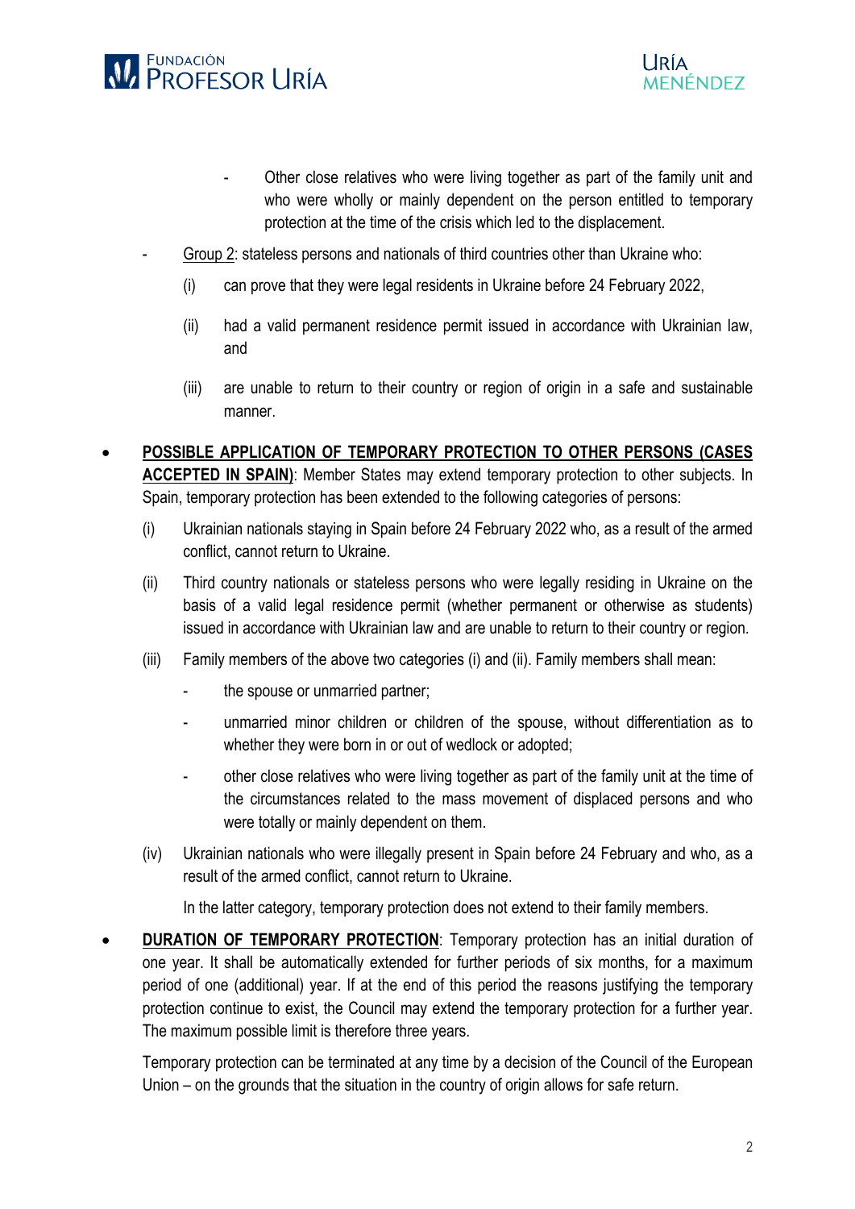- Other close relatives who were living together as part of the family unit and who were wholly or mainly dependent on the person entitled to temporary protection at the time of the crisis which led to the displacement.

- Group 2: stateless persons and nationals of third countries other than Ukraine who:

  (i) can prove that they were legal residents in Ukraine before 24 February 2022,

  (ii) had a valid permanent residence permit issued in accordance with Ukrainian law, and

  (iii) are unable to return to their country or region of origin in a safe and sustainable manner.

- **POSSIBLE APPLICATION OF TEMPORARY PROTECTION TO OTHER PERSONS (CASES ACCEPTED IN SPAIN)**: Member States may extend temporary protection to other subjects. In Spain, temporary protection has been extended to the following categories of persons:

  (i) Ukrainian nationals staying in Spain before 24 February 2022 who, as a result of the armed conflict, cannot return to Ukraine.

  (ii) Third country nationals or stateless persons who were legally residing in Ukraine on the basis of a valid legal residence permit (whether permanent or otherwise as students) issued in accordance with Ukrainian law and are unable to return to their country or region.

  (iii) Family members of the above two categories (i) and (ii). Family members shall mean:

    - the spouse or unmarried partner;
    - unmarried minor children or children of the spouse, without differentiation as to whether they were born in or out of wedlock or adopted;
    - other close relatives who were living together as part of the family unit at the time of the circumstances related to the mass movement of displaced persons and who were totally or mainly dependent on them.

  (iv) Ukrainian nationals who were illegally present in Spain before 24 February and who, as a result of the armed conflict, cannot return to Ukraine.

  In the latter category, temporary protection does not extend to their family members.

- **DURATION OF TEMPORARY PROTECTION**: Temporary protection has an initial duration of one year. It shall be automatically extended for further periods of six months, for a maximum period of one (additional) year. If at the end of this period the reasons justifying the temporary protection continue to exist, the Council may extend the temporary protection for a further year. The maximum possible limit is therefore three years.

  Temporary protection can be terminated at any time by a decision of the Council of the European Union – on the grounds that the situation in the country of origin allows for safe return.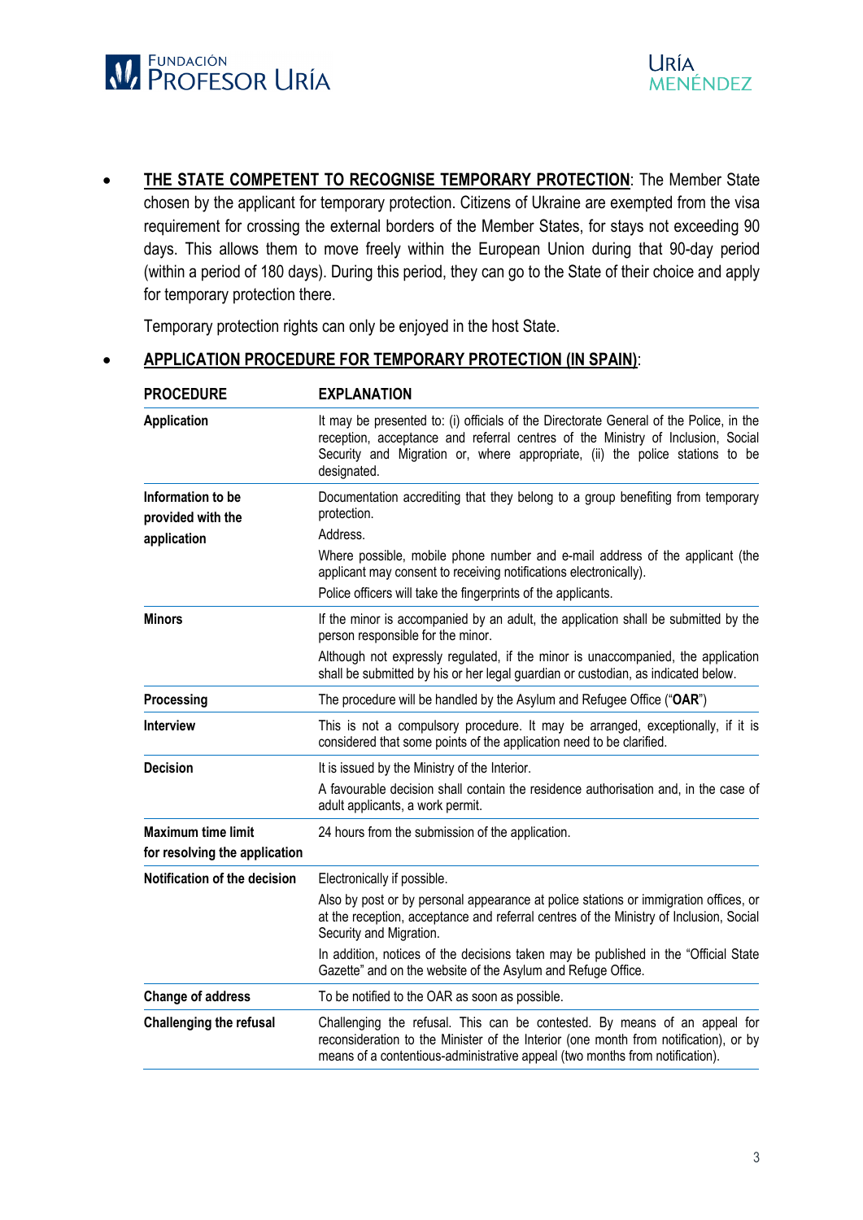- **<u>THE STATE COMPETENT TO RECOGNISE TEMPORARY PROTECTION</u>**: The Member State chosen by the applicant for temporary protection. Citizens of Ukraine are exempted from the visa requirement for crossing the external borders of the Member States, for stays not exceeding 90 days. This allows them to move freely within the European Union during that 90-day period (within a period of 180 days). During this period, they can go to the State of their choice and apply for temporary protection there.

  Temporary protection rights can only be enjoyed in the host State.

- **<u>APPLICATION PROCEDURE FOR TEMPORARY PROTECTION (IN SPAIN)</u>**:

| PROCEDURE | EXPLANATION |
|---|---|
| **Application** | It may be presented to: (i) officials of the Directorate General of the Police, in the reception, acceptance and referral centres of the Ministry of Inclusion, Social Security and Migration or, where appropriate, (ii) the police stations to be designated. |
| **Information to be provided with the application** | Documentation accrediting that they belong to a group benefiting from temporary protection.<br>Address.<br>Where possible, mobile phone number and e-mail address of the applicant (the applicant may consent to receiving notifications electronically).<br>Police officers will take the fingerprints of the applicants. |
| **Minors** | If the minor is accompanied by an adult, the application shall be submitted by the person responsible for the minor.<br>Although not expressly regulated, if the minor is unaccompanied, the application shall be submitted by his or her legal guardian or custodian, as indicated below. |
| **Processing** | The procedure will be handled by the Asylum and Refugee Office ("**OAR**") |
| **Interview** | This is not a compulsory procedure. It may be arranged, exceptionally, if it is considered that some points of the application need to be clarified. |
| **Decision** | It is issued by the Ministry of the Interior.<br>A favourable decision shall contain the residence authorisation and, in the case of adult applicants, a work permit. |
| **Maximum time limit for resolving the application** | 24 hours from the submission of the application. |
| **Notification of the decision** | Electronically if possible.<br>Also by post or by personal appearance at police stations or immigration offices, or at the reception, acceptance and referral centres of the Ministry of Inclusion, Social Security and Migration.<br>In addition, notices of the decisions taken may be published in the "Official State Gazette" and on the website of the Asylum and Refuge Office. |
| **Change of address** | To be notified to the OAR as soon as possible. |
| **Challenging the refusal** | Challenging the refusal. This can be contested. By means of an appeal for reconsideration to the Minister of the Interior (one month from notification), or by means of a contentious-administrative appeal (two months from notification). |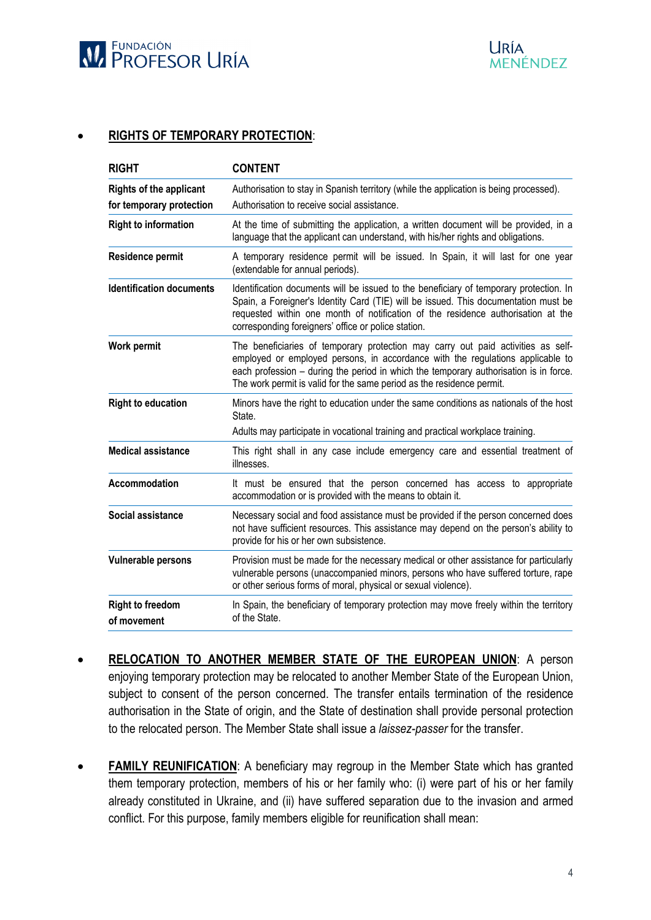- **<u>RIGHTS OF TEMPORARY PROTECTION</u>**:

| RIGHT | CONTENT |
|---|---|
| **Rights of the applicant for temporary protection** | Authorisation to stay in Spanish territory (while the application is being processed).<br>Authorisation to receive social assistance. |
| **Right to information** | At the time of submitting the application, a written document will be provided, in a language that the applicant can understand, with his/her rights and obligations. |
| **Residence permit** | A temporary residence permit will be issued. In Spain, it will last for one year (extendable for annual periods). |
| **Identification documents** | Identification documents will be issued to the beneficiary of temporary protection. In Spain, a Foreigner's Identity Card (TIE) will be issued. This documentation must be requested within one month of notification of the residence authorisation at the corresponding foreigners' office or police station. |
| **Work permit** | The beneficiaries of temporary protection may carry out paid activities as self-employed or employed persons, in accordance with the regulations applicable to each profession – during the period in which the temporary authorisation is in force. The work permit is valid for the same period as the residence permit. |
| **Right to education** | Minors have the right to education under the same conditions as nationals of the host State.<br>Adults may participate in vocational training and practical workplace training. |
| **Medical assistance** | This right shall in any case include emergency care and essential treatment of illnesses. |
| **Accommodation** | It must be ensured that the person concerned has access to appropriate accommodation or is provided with the means to obtain it. |
| **Social assistance** | Necessary social and food assistance must be provided if the person concerned does not have sufficient resources. This assistance may depend on the person's ability to provide for his or her own subsistence. |
| **Vulnerable persons** | Provision must be made for the necessary medical or other assistance for particularly vulnerable persons (unaccompanied minors, persons who have suffered torture, rape or other serious forms of moral, physical or sexual violence). |
| **Right to freedom of movement** | In Spain, the beneficiary of temporary protection may move freely within the territory of the State. |

- **<u>RELOCATION TO ANOTHER MEMBER STATE OF THE EUROPEAN UNION</u>**: A person enjoying temporary protection may be relocated to another Member State of the European Union, subject to consent of the person concerned. The transfer entails termination of the residence authorisation in the State of origin, and the State of destination shall provide personal protection to the relocated person. The Member State shall issue a *laissez-passer* for the transfer.

- **<u>FAMILY REUNIFICATION</u>**: A beneficiary may regroup in the Member State which has granted them temporary protection, members of his or her family who: (i) were part of his or her family already constituted in Ukraine, and (ii) have suffered separation due to the invasion and armed conflict. For this purpose, family members eligible for reunification shall mean: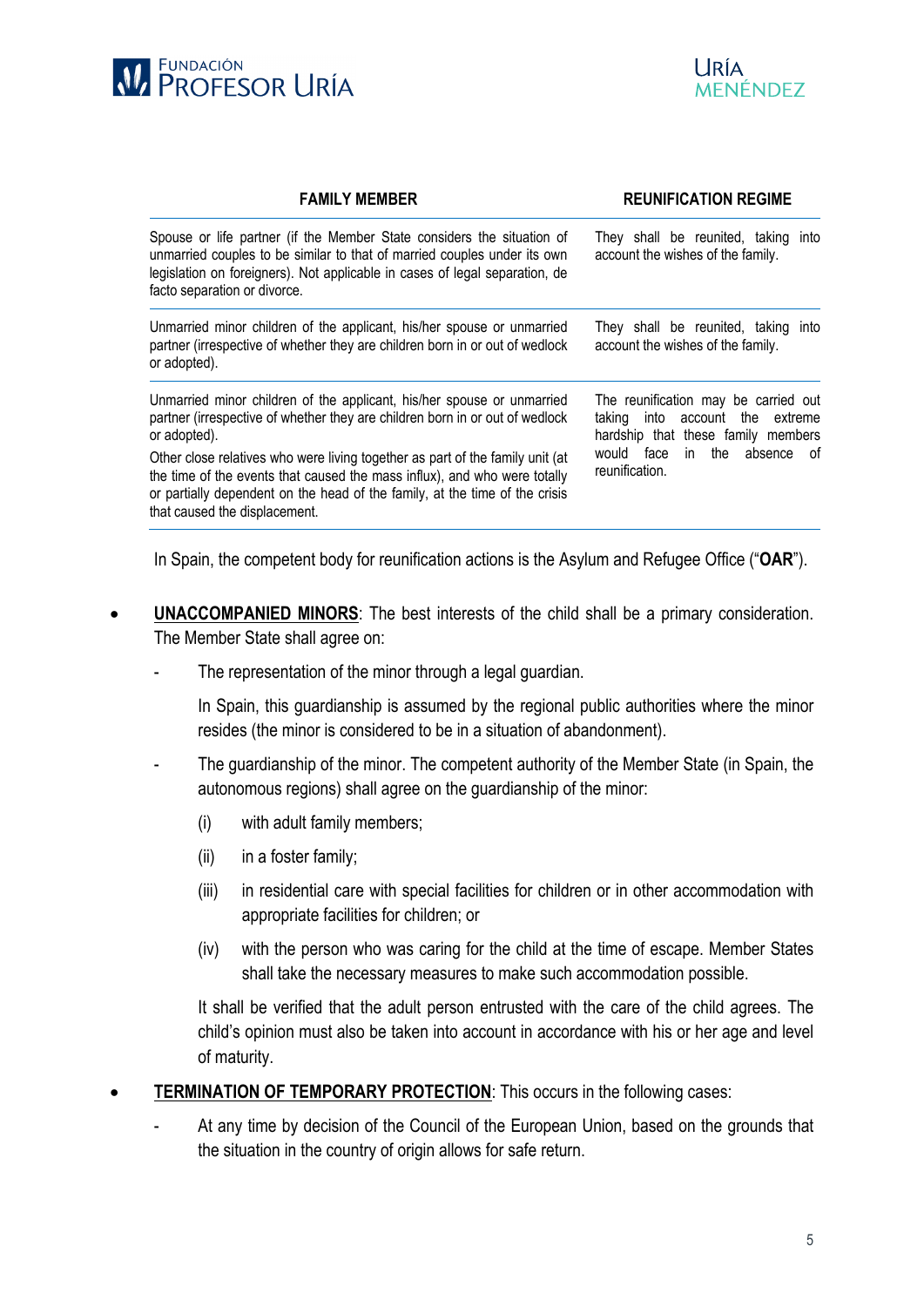| FAMILY MEMBER | REUNIFICATION REGIME |
| --- | --- |
| Spouse or life partner (if the Member State considers the situation of unmarried couples to be similar to that of married couples under its own legislation on foreigners). Not applicable in cases of legal separation, de facto separation or divorce. | They shall be reunited, taking into account the wishes of the family. |
| Unmarried minor children of the applicant, his/her spouse or unmarried partner (irrespective of whether they are children born in or out of wedlock or adopted). | They shall be reunited, taking into account the wishes of the family. |
| Unmarried minor children of the applicant, his/her spouse or unmarried partner (irrespective of whether they are children born in or out of wedlock or adopted).<br><br>Other close relatives who were living together as part of the family unit (at the time of the events that caused the mass influx), and who were totally or partially dependent on the head of the family, at the time of the crisis that caused the displacement. | The reunification may be carried out taking into account the extreme hardship that these family members would face in the absence of reunification. |

In Spain, the competent body for reunification actions is the Asylum and Refugee Office ("**OAR**").

- **UNACCOMPANIED MINORS**: The best interests of the child shall be a primary consideration. The Member State shall agree on:
  - The representation of the minor through a legal guardian.

    In Spain, this guardianship is assumed by the regional public authorities where the minor resides (the minor is considered to be in a situation of abandonment).
  - The guardianship of the minor. The competent authority of the Member State (in Spain, the autonomous regions) shall agree on the guardianship of the minor:
    - (i) with adult family members;
    - (ii) in a foster family;
    - (iii) in residential care with special facilities for children or in other accommodation with appropriate facilities for children; or
    - (iv) with the person who was caring for the child at the time of escape. Member States shall take the necessary measures to make such accommodation possible.

    It shall be verified that the adult person entrusted with the care of the child agrees. The child's opinion must also be taken into account in accordance with his or her age and level of maturity.
- **TERMINATION OF TEMPORARY PROTECTION**: This occurs in the following cases:
  - At any time by decision of the Council of the European Union, based on the grounds that the situation in the country of origin allows for safe return.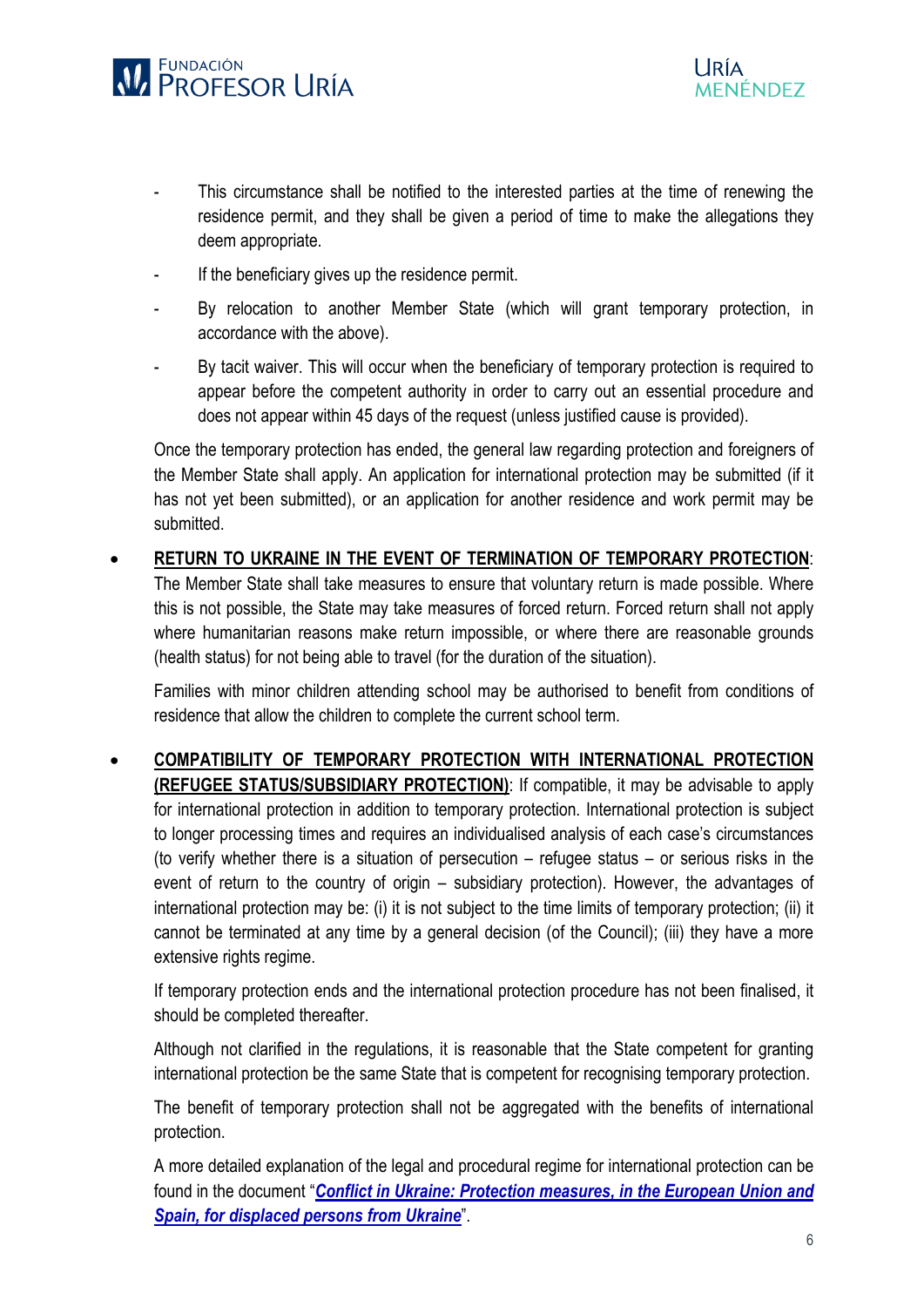- This circumstance shall be notified to the interested parties at the time of renewing the residence permit, and they shall be given a period of time to make the allegations they deem appropriate.
- If the beneficiary gives up the residence permit.
- By relocation to another Member State (which will grant temporary protection, in accordance with the above).
- By tacit waiver. This will occur when the beneficiary of temporary protection is required to appear before the competent authority in order to carry out an essential procedure and does not appear within 45 days of the request (unless justified cause is provided).

Once the temporary protection has ended, the general law regarding protection and foreigners of the Member State shall apply. An application for international protection may be submitted (if it has not yet been submitted), or an application for another residence and work permit may be submitted.

- **RETURN TO UKRAINE IN THE EVENT OF TERMINATION OF TEMPORARY PROTECTION**: The Member State shall take measures to ensure that voluntary return is made possible. Where this is not possible, the State may take measures of forced return. Forced return shall not apply where humanitarian reasons make return impossible, or where there are reasonable grounds (health status) for not being able to travel (for the duration of the situation).

  Families with minor children attending school may be authorised to benefit from conditions of residence that allow the children to complete the current school term.

- **COMPATIBILITY OF TEMPORARY PROTECTION WITH INTERNATIONAL PROTECTION (REFUGEE STATUS/SUBSIDIARY PROTECTION)**: If compatible, it may be advisable to apply for international protection in addition to temporary protection. International protection is subject to longer processing times and requires an individualised analysis of each case's circumstances (to verify whether there is a situation of persecution – refugee status – or serious risks in the event of return to the country of origin – subsidiary protection). However, the advantages of international protection may be: (i) it is not subject to the time limits of temporary protection; (ii) it cannot be terminated at any time by a general decision (of the Council); (iii) they have a more extensive rights regime.

  If temporary protection ends and the international protection procedure has not been finalised, it should be completed thereafter.

  Although not clarified in the regulations, it is reasonable that the State competent for granting international protection be the same State that is competent for recognising temporary protection.

  The benefit of temporary protection shall not be aggregated with the benefits of international protection.

  A more detailed explanation of the legal and procedural regime for international protection can be found in the document "***Conflict in Ukraine: Protection measures, in the European Union and Spain, for displaced persons from Ukraine***".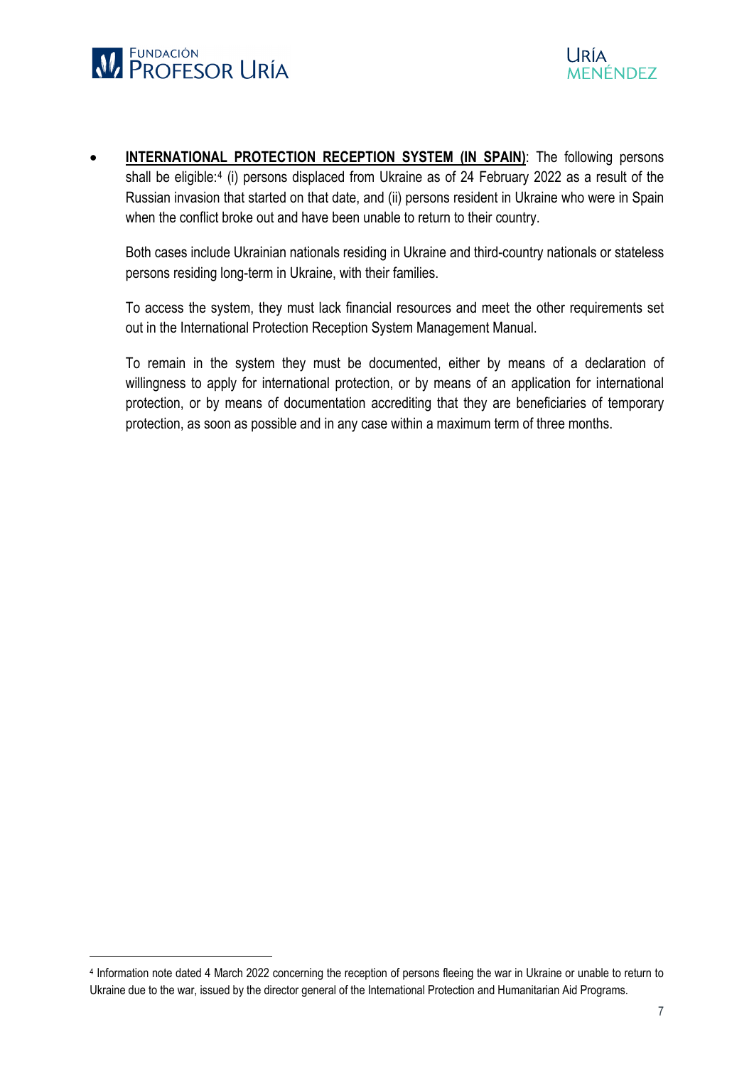- **INTERNATIONAL PROTECTION RECEPTION SYSTEM (IN SPAIN)**: The following persons shall be eligible:[4] (i) persons displaced from Ukraine as of 24 February 2022 as a result of the Russian invasion that started on that date, and (ii) persons resident in Ukraine who were in Spain when the conflict broke out and have been unable to return to their country.

  Both cases include Ukrainian nationals residing in Ukraine and third-country nationals or stateless persons residing long-term in Ukraine, with their families.

  To access the system, they must lack financial resources and meet the other requirements set out in the International Protection Reception System Management Manual.

  To remain in the system they must be documented, either by means of a declaration of willingness to apply for international protection, or by means of an application for international protection, or by means of documentation accrediting that they are beneficiaries of temporary protection, as soon as possible and in any case within a maximum term of three months.

[4] Information note dated 4 March 2022 concerning the reception of persons fleeing the war in Ukraine or unable to return to Ukraine due to the war, issued by the director general of the International Protection and Humanitarian Aid Programs.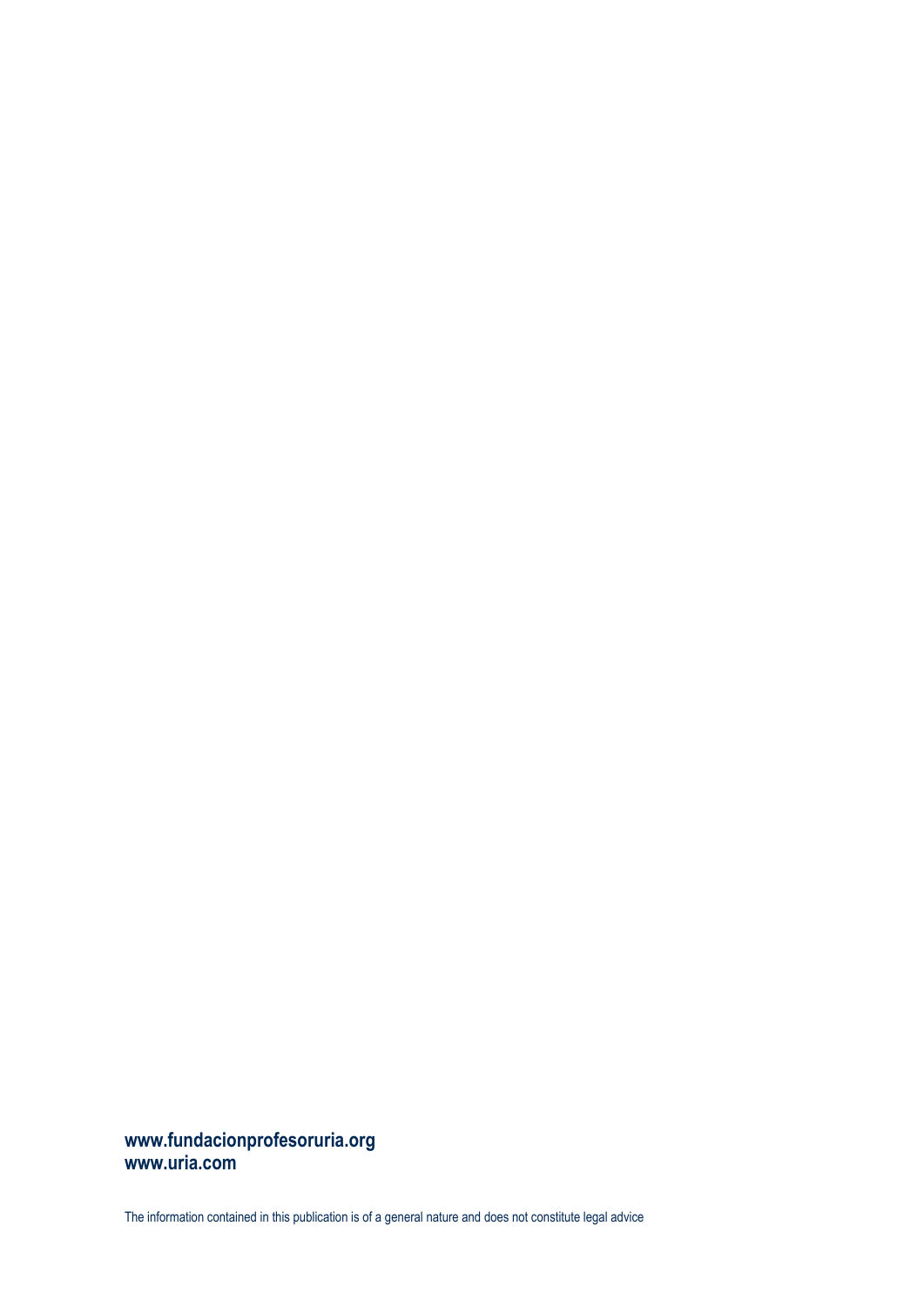**www.fundacionprofesoruria.org**
**www.uria.com**

The information contained in this publication is of a general nature and does not constitute legal advice